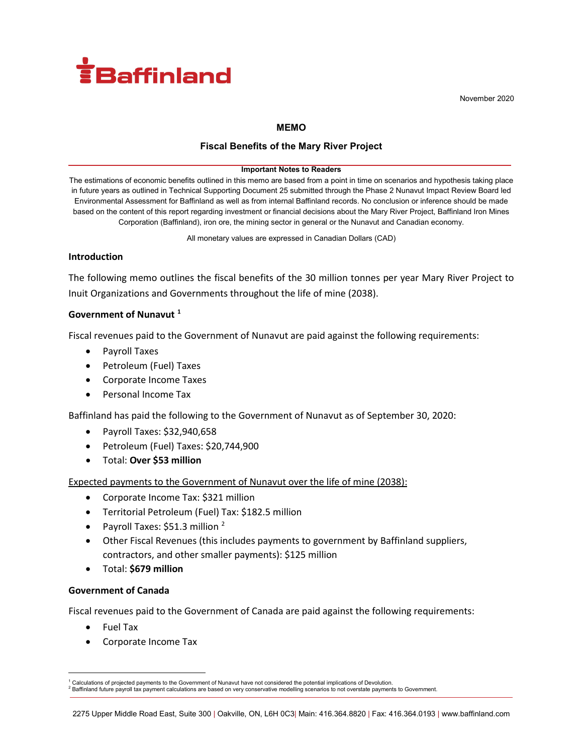Baffinland

November 2020

**MEMO**

**Fiscal Benefits of the Mary River Project**

**Important Notes to Readers**

The estimations of economic benefits outlined in this memo are based from a point in time on scenarios and hypothesis taking place in future years as outlined in Technical Supporting Document 25 submitted through the Phase 2 Nunavut Impact Review Board led Environmental Assessment for Baffinland as well as from internal Baffinland records. No conclusion or inference should be made based on the content of this report regarding investment or financial decisions about the Mary River Project, Baffinland Iron Mines Corporation (Baffinland), iron ore, the mining sector in general or the Nunavut and Canadian economy.

All monetary values are expressed in Canadian Dollars (CAD)

### Introduction

The following memo outlines the fiscal benefits of the 30 million tonnes per year Mary River Project to Inuit Organizations and Governments throughout the life of mine (2038).

### Government of Nunavut [1]

Fiscal revenues paid to the Government of Nunavut are paid against the following requirements:

- Payroll Taxes
- Petroleum (Fuel) Taxes
- Corporate Income Taxes
- Personal Income Tax

Baffinland has paid the following to the Government of Nunavut as of September 30, 2020:

- Payroll Taxes: $32,940,658
- Petroleum (Fuel) Taxes: $20,744,900
- Total: **Over $53 million**

Expected payments to the Government of Nunavut over the life of mine (2038):

- Corporate Income Tax: $321 million
- Territorial Petroleum (Fuel) Tax: $182.5 million
- Payroll Taxes: $51.3 million [2]
- Other Fiscal Revenues (this includes payments to government by Baffinland suppliers, contractors, and other smaller payments): $125 million
- Total: **$679 million**

### Government of Canada

Fiscal revenues paid to the Government of Canada are paid against the following requirements:

- Fuel Tax
- Corporate Income Tax

[1] Calculations of projected payments to the Government of Nunavut have not considered the potential implications of Devolution.
[2] Baffinland future payroll tax payment calculations are based on very conservative modelling scenarios to not overstate payments to Government.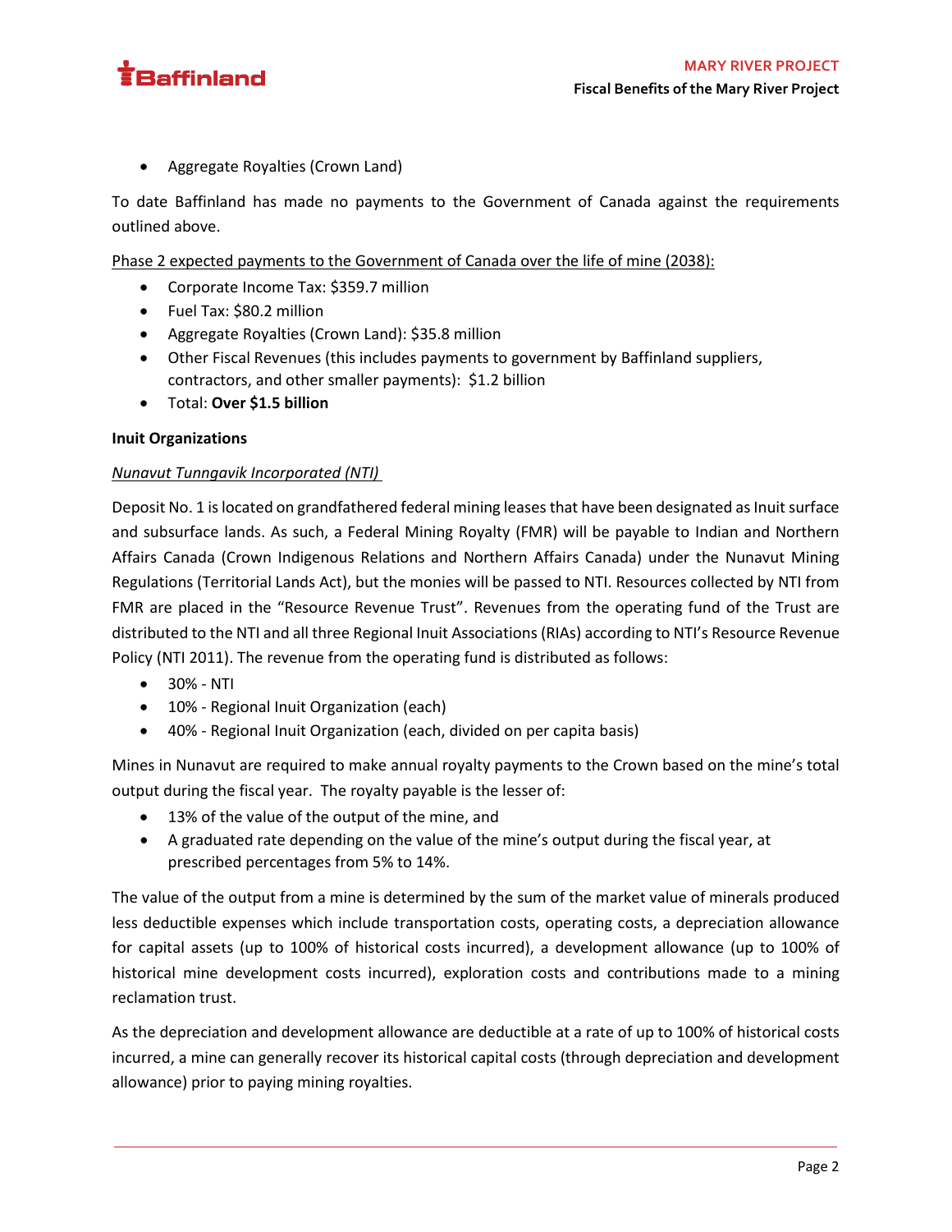- Aggregate Royalties (Crown Land)

To date Baffinland has made no payments to the Government of Canada against the requirements outlined above.

<u>Phase 2 expected payments to the Government of Canada over the life of mine (2038):</u>

- Corporate Income Tax: $359.7 million
- Fuel Tax: $80.2 million
- Aggregate Royalties (Crown Land): $35.8 million
- Other Fiscal Revenues (this includes payments to government by Baffinland suppliers, contractors, and other smaller payments): $1.2 billion
- Total: **Over $1.5 billion**

**Inuit Organizations**

*<u>Nunavut Tunngavik Incorporated (NTI)</u>*

Deposit No. 1 is located on grandfathered federal mining leases that have been designated as Inuit surface and subsurface lands. As such, a Federal Mining Royalty (FMR) will be payable to Indian and Northern Affairs Canada (Crown Indigenous Relations and Northern Affairs Canada) under the Nunavut Mining Regulations (Territorial Lands Act), but the monies will be passed to NTI. Resources collected by NTI from FMR are placed in the "Resource Revenue Trust". Revenues from the operating fund of the Trust are distributed to the NTI and all three Regional Inuit Associations (RIAs) according to NTI's Resource Revenue Policy (NTI 2011). The revenue from the operating fund is distributed as follows:

- 30% - NTI
- 10% - Regional Inuit Organization (each)
- 40% - Regional Inuit Organization (each, divided on per capita basis)

Mines in Nunavut are required to make annual royalty payments to the Crown based on the mine's total output during the fiscal year. The royalty payable is the lesser of:

- 13% of the value of the output of the mine, and
- A graduated rate depending on the value of the mine's output during the fiscal year, at prescribed percentages from 5% to 14%.

The value of the output from a mine is determined by the sum of the market value of minerals produced less deductible expenses which include transportation costs, operating costs, a depreciation allowance for capital assets (up to 100% of historical costs incurred), a development allowance (up to 100% of historical mine development costs incurred), exploration costs and contributions made to a mining reclamation trust.

As the depreciation and development allowance are deductible at a rate of up to 100% of historical costs incurred, a mine can generally recover its historical capital costs (through depreciation and development allowance) prior to paying mining royalties.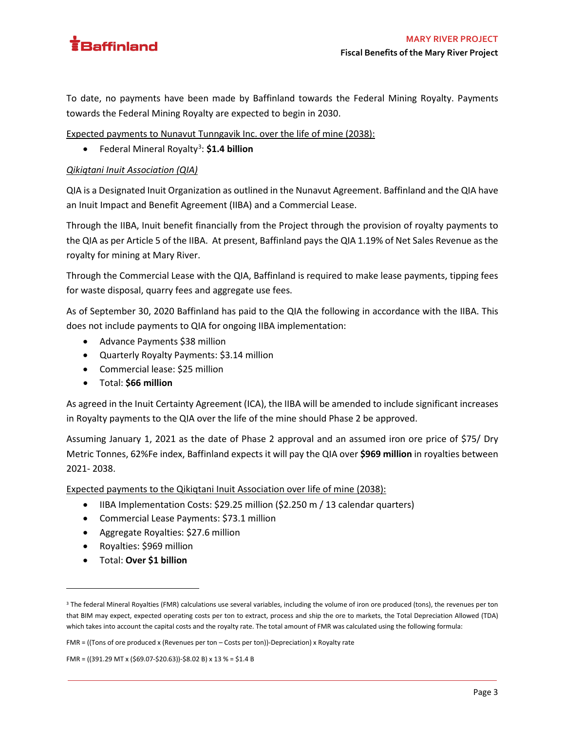To date, no payments have been made by Baffinland towards the Federal Mining Royalty. Payments towards the Federal Mining Royalty are expected to begin in 2030.

Expected payments to Nunavut Tunngavik Inc. over the life of mine (2038):

- Federal Mineral Royalty[3]: **$1.4 billion**

*Qikiqtani Inuit Association (QIA)*

QIA is a Designated Inuit Organization as outlined in the Nunavut Agreement. Baffinland and the QIA have an Inuit Impact and Benefit Agreement (IIBA) and a Commercial Lease.

Through the IIBA, Inuit benefit financially from the Project through the provision of royalty payments to the QIA as per Article 5 of the IIBA. At present, Baffinland pays the QIA 1.19% of Net Sales Revenue as the royalty for mining at Mary River.

Through the Commercial Lease with the QIA, Baffinland is required to make lease payments, tipping fees for waste disposal, quarry fees and aggregate use fees.

As of September 30, 2020 Baffinland has paid to the QIA the following in accordance with the IIBA. This does not include payments to QIA for ongoing IIBA implementation:

- Advance Payments $38 million
- Quarterly Royalty Payments: $3.14 million
- Commercial lease: $25 million
- Total: **$66 million**

As agreed in the Inuit Certainty Agreement (ICA), the IIBA will be amended to include significant increases in Royalty payments to the QIA over the life of the mine should Phase 2 be approved.

Assuming January 1, 2021 as the date of Phase 2 approval and an assumed iron ore price of $75/ Dry Metric Tonnes, 62%Fe index, Baffinland expects it will pay the QIA over **$969 million** in royalties between 2021- 2038.

Expected payments to the Qikiqtani Inuit Association over life of mine (2038):

- IIBA Implementation Costs: $29.25 million ($2.250 m / 13 calendar quarters)
- Commercial Lease Payments: $73.1 million
- Aggregate Royalties: $27.6 million
- Royalties: $969 million
- Total: **Over $1 billion**

---

[3] The federal Mineral Royalties (FMR) calculations use several variables, including the volume of iron ore produced (tons), the revenues per ton that BIM may expect, expected operating costs per ton to extract, process and ship the ore to markets, the Total Depreciation Allowed (TDA) which takes into account the capital costs and the royalty rate. The total amount of FMR was calculated using the following formula:

FMR = ((Tons of ore produced x (Revenues per ton – Costs per ton))-Depreciation) x Royalty rate

FMR = ((391.29 MT x ($69.07-$20.63))-$8.02 B) x 13 % = $1.4 B